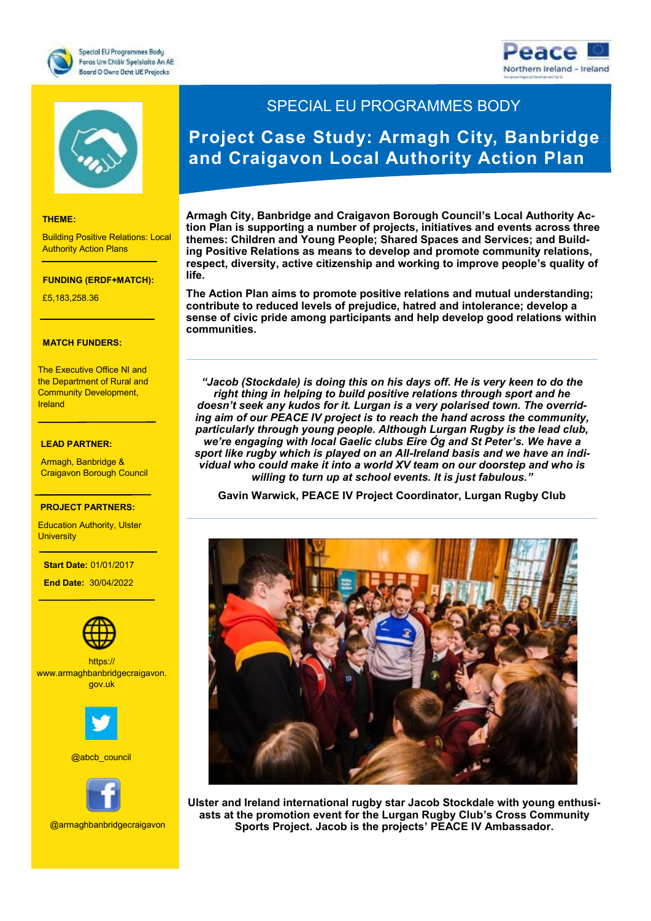Special EU Programmes Body
Foras Um Chláir Speisialta An AE
Boord O Owre Dcht UE Projecks

Peace
Northern Ireland - Ireland

# SPECIAL EU PROGRAMMES BODY

## Project Case Study: Armagh City, Banbridge and Craigavon Local Authority Action Plan

**THEME:**

Building Positive Relations: Local Authority Action Plans

**FUNDING (ERDF+MATCH):**

£5,183,258.36

**MATCH FUNDERS:**

The Executive Office NI and the Department of Rural and Community Development, Ireland

**LEAD PARTNER:**

Armagh, Banbridge & Craigavon Borough Council

**PROJECT PARTNERS:**

Education Authority, Ulster University

**Start Date:** 01/01/2017

**End Date:** 30/04/2022

https://www.armaghbanbridgecraigavon.gov.uk

@abcb_council

@armaghbanbridgecraigavon

**Armagh City, Banbridge and Craigavon Borough Council's Local Authority Action Plan is supporting a number of projects, initiatives and events across three themes: Children and Young People; Shared Spaces and Services; and Building Positive Relations as means to develop and promote community relations, respect, diversity, active citizenship and working to improve people's quality of life.**

**The Action Plan aims to promote positive relations and mutual understanding; contribute to reduced levels of prejudice, hatred and intolerance; develop a sense of civic pride among participants and help develop good relations within communities.**

***"Jacob (Stockdale) is doing this on his days off. He is very keen to do the right thing in helping to build positive relations through sport and he doesn't seek any kudos for it. Lurgan is a very polarised town. The overriding aim of our PEACE IV project is to reach the hand across the community, particularly through young people. Although Lurgan Rugby is the lead club, we're engaging with local Gaelic clubs Eire Óg and St Peter's. We have a sport like rugby which is played on an All-Ireland basis and we have an individual who could make it into a world XV team on our doorstep and who is willing to turn up at school events. It is just fabulous."***

**Gavin Warwick, PEACE IV Project Coordinator, Lurgan Rugby Club**

**Ulster and Ireland international rugby star Jacob Stockdale with young enthusiasts at the promotion event for the Lurgan Rugby Club's Cross Community Sports Project. Jacob is the projects' PEACE IV Ambassador.**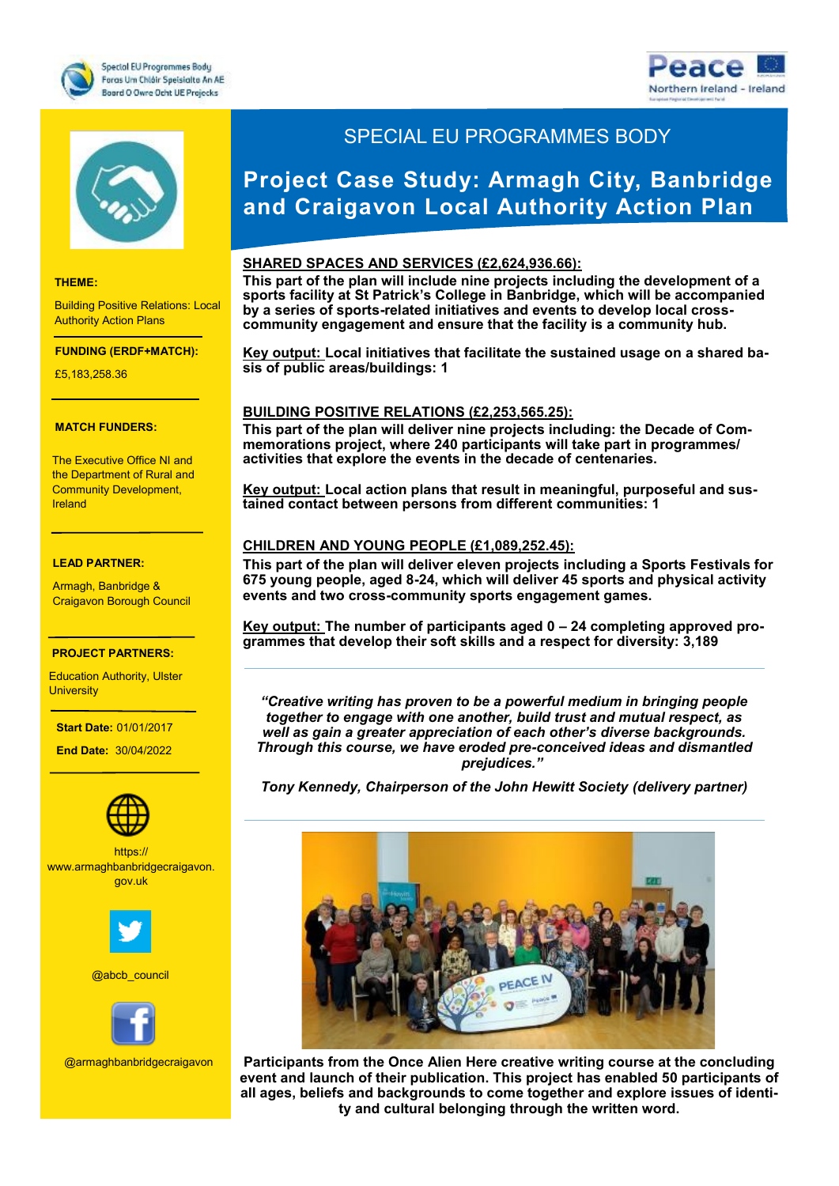Special EU Programmes Body
Foras Um Chláir Speisialta An AE
Boord O Owre Ocht UE Projects

Peace
Northern Ireland - Ireland

**THEME:**

Building Positive Relations: Local Authority Action Plans

**FUNDING (ERDF+MATCH):**

£5,183,258.36

**MATCH FUNDERS:**

The Executive Office NI and the Department of Rural and Community Development, Ireland

**LEAD PARTNER:**

Armagh, Banbridge & Craigavon Borough Council

**PROJECT PARTNERS:**

Education Authority, Ulster University

**Start Date:** 01/01/2017

**End Date:** 30/04/2022

https://www.armaghbanbridgecraigavon.gov.uk

@abcb_council

@armaghbanbridgecraigavon

## SPECIAL EU PROGRAMMES BODY

# Project Case Study: Armagh City, Banbridge and Craigavon Local Authority Action Plan

**SHARED SPACES AND SERVICES (£2,624,936.66):**

**This part of the plan will include nine projects including the development of a sports facility at St Patrick's College in Banbridge, which will be accompanied by a series of sports-related initiatives and events to develop local cross-community engagement and ensure that the facility is a community hub.**

**Key output: Local initiatives that facilitate the sustained usage on a shared basis of public areas/buildings: 1**

**BUILDING POSITIVE RELATIONS (£2,253,565.25):**

**This part of the plan will deliver nine projects including: the Decade of Commemorations project, where 240 participants will take part in programmes/activities that explore the events in the decade of centenaries.**

**Key output: Local action plans that result in meaningful, purposeful and sustained contact between persons from different communities: 1**

**CHILDREN AND YOUNG PEOPLE (£1,089,252.45):**

**This part of the plan will deliver eleven projects including a Sports Festivals for 675 young people, aged 8-24, which will deliver 45 sports and physical activity events and two cross-community sports engagement games.**

**Key output: The number of participants aged 0 – 24 completing approved programmes that develop their soft skills and a respect for diversity: 3,189**

***"Creative writing has proven to be a powerful medium in bringing people together to engage with one another, build trust and mutual respect, as well as gain a greater appreciation of each other's diverse backgrounds. Through this course, we have eroded pre-conceived ideas and dismantled prejudices."***

***Tony Kennedy, Chairperson of the John Hewitt Society (delivery partner)***

**Participants from the Once Alien Here creative writing course at the concluding event and launch of their publication. This project has enabled 50 participants of all ages, beliefs and backgrounds to come together and explore issues of identity and cultural belonging through the written word.**